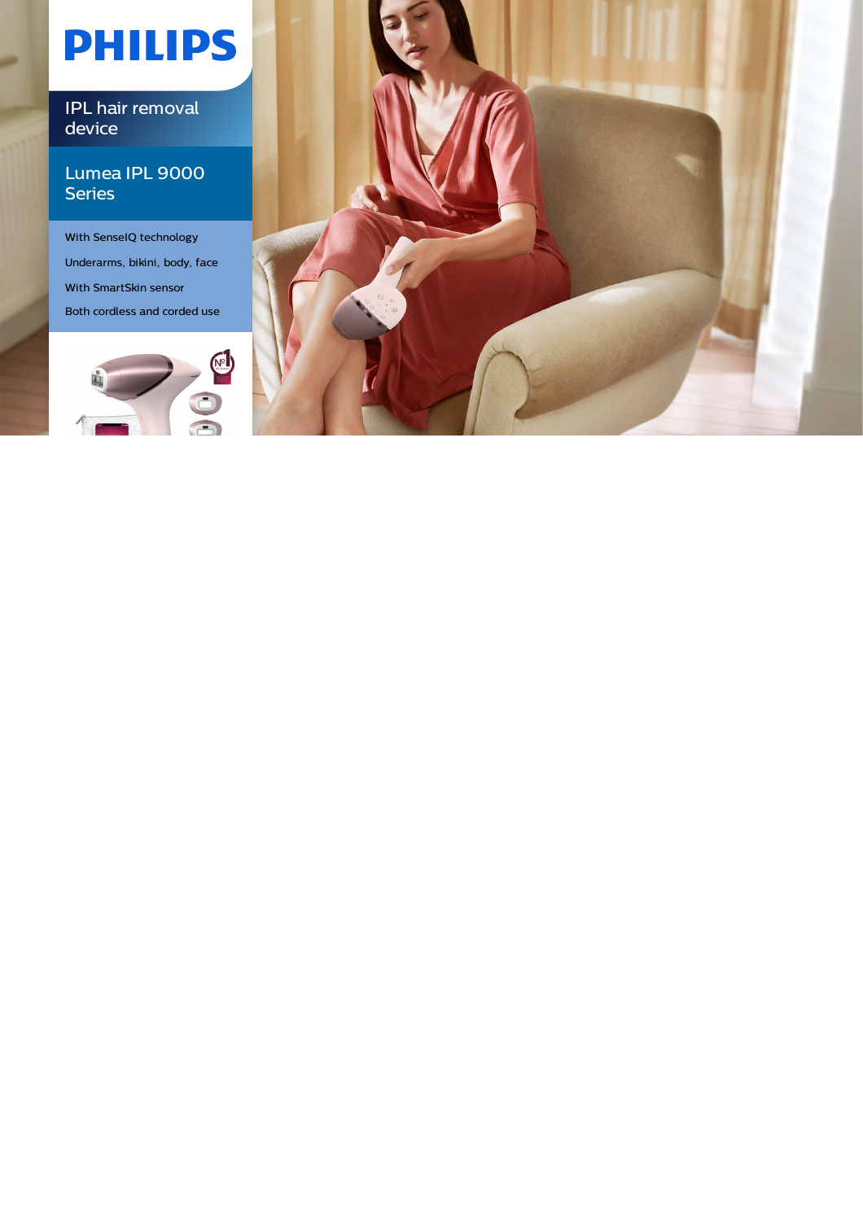PHILIPS

# IPL hair removal device

## Lumea IPL 9000 Series

- With SenseIQ technology
- Underarms, bikini, body, face
- With SmartSkin sensor
- Both cordless and corded use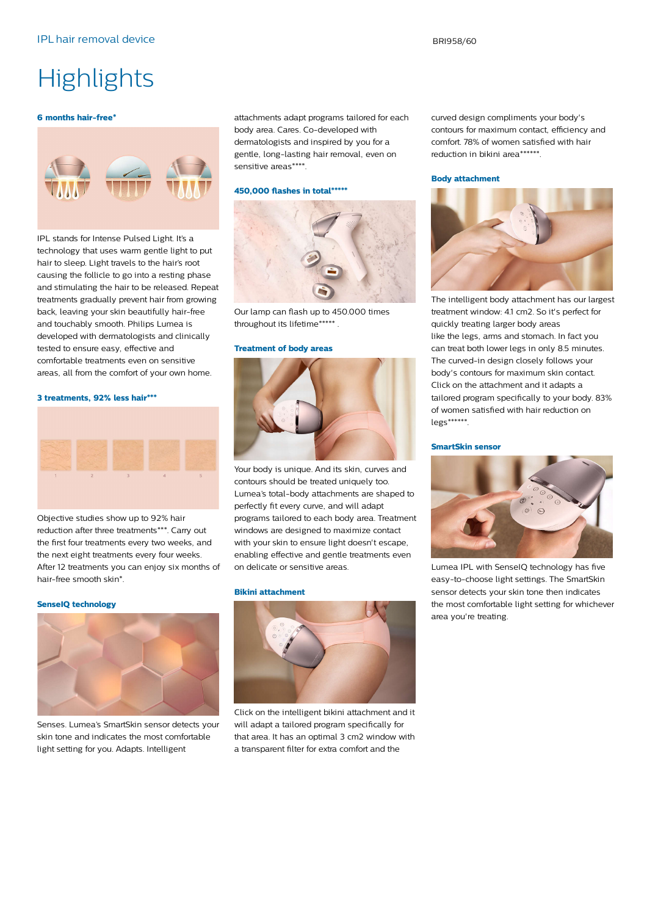# Highlights

### 6 months hair-free*

IPL stands for Intense Pulsed Light. It's a technology that uses warm gentle light to put hair to sleep. Light travels to the hair's root causing the follicle to go into a resting phase and stimulating the hair to be released. Repeat treatments gradually prevent hair from growing back, leaving your skin beautifully hair-free and touchably smooth. Philips Lumea is developed with dermatologists and clinically tested to ensure easy, effective and comfortable treatments even on sensitive areas, all from the comfort of your own home.

### 3 treatments, 92% less hair***

Objective studies show up to 92% hair reduction after three treatments***. Carry out the first four treatments every two weeks, and the next eight treatments every four weeks. After 12 treatments you can enjoy six months of hair-free smooth skin*.

### SenseIQ technology

Senses. Lumea's SmartSkin sensor detects your skin tone and indicates the most comfortable light setting for you. Adapts. Intelligent attachments adapt programs tailored for each body area. Cares. Co-developed with dermatologists and inspired by you for a gentle, long-lasting hair removal, even on sensitive areas****.

### 450,000 flashes in total*****

Our lamp can flash up to 450.000 times throughout its lifetime***** .

### Treatment of body areas

Your body is unique. And its skin, curves and contours should be treated uniquely too. Lumea's total-body attachments are shaped to perfectly fit every curve, and will adapt programs tailored to each body area. Treatment windows are designed to maximize contact with your skin to ensure light doesn't escape, enabling effective and gentle treatments even on delicate or sensitive areas.

### Bikini attachment

Click on the intelligent bikini attachment and it will adapt a tailored program specifically for that area. It has an optimal 3 cm2 window with a transparent filter for extra comfort and the curved design compliments your body's contours for maximum contact, efficiency and comfort. 78% of women satisfied with hair reduction in bikini area******.

### Body attachment

The intelligent body attachment has our largest treatment window: 4.1 cm2. So it's perfect for quickly treating larger body areas like the legs, arms and stomach. In fact you can treat both lower legs in only 8.5 minutes. The curved-in design closely follows your body's contours for maximum skin contact. Click on the attachment and it adapts a tailored program specifically to your body. 83% of women satisfied with hair reduction on legs******.

### SmartSkin sensor

Lumea IPL with SenseIQ technology has five easy-to-choose light settings. The SmartSkin sensor detects your skin tone then indicates the most comfortable light setting for whichever area you're treating.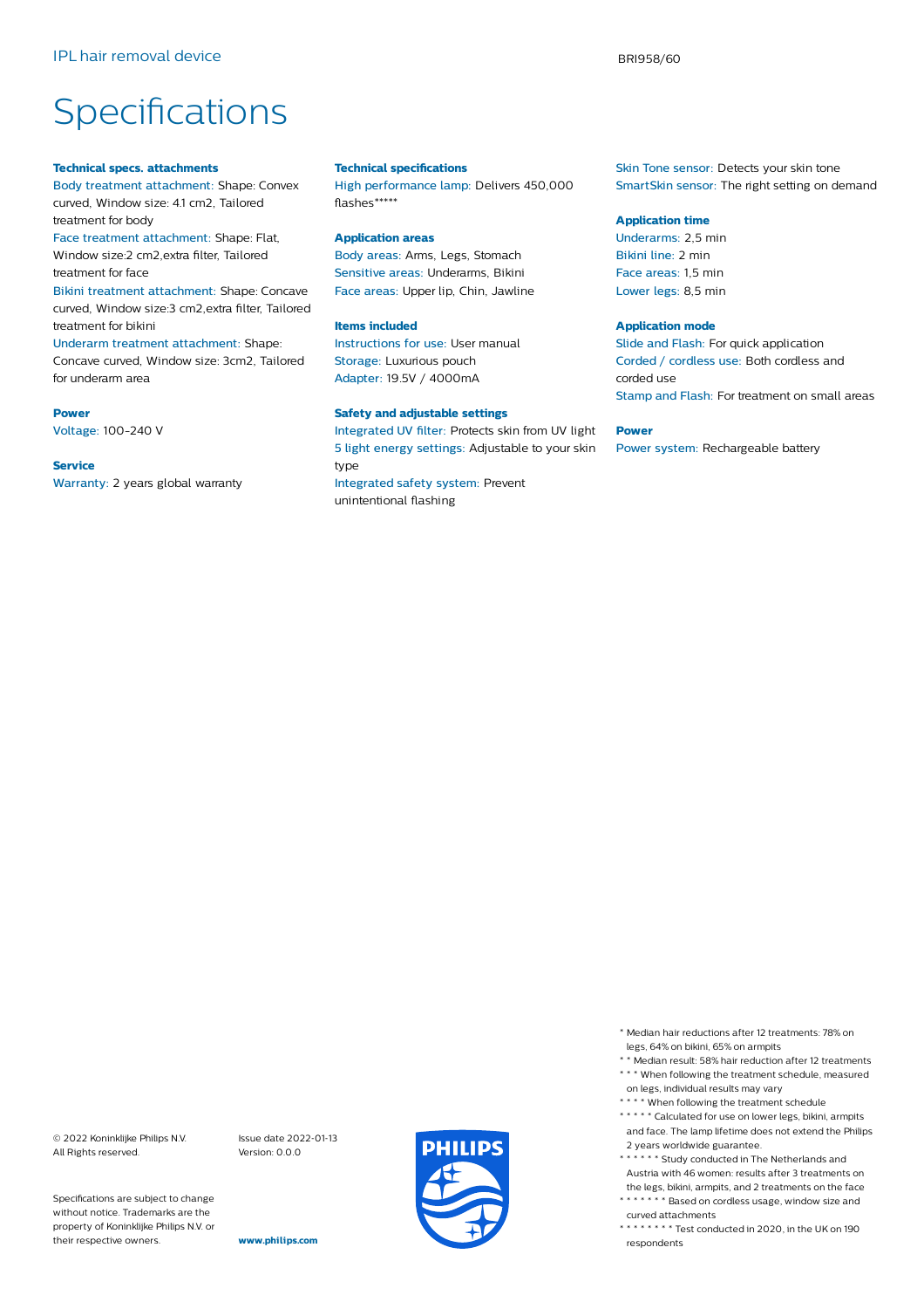IPL hair removal device

BRI958/60

# Specifications

### Technical specs. attachments

Body treatment attachment: Shape: Convex curved, Window size: 4.1 cm2, Tailored treatment for body

Face treatment attachment: Shape: Flat, Window size:2 cm2,extra filter, Tailored treatment for face

Bikini treatment attachment: Shape: Concave curved, Window size:3 cm2,extra filter, Tailored treatment for bikini

Underarm treatment attachment: Shape: Concave curved, Window size: 3cm2, Tailored for underarm area

### Power

Voltage: 100-240 V

### Service

Warranty: 2 years global warranty

### Technical specifications

High performance lamp: Delivers 450,000 flashes*****

### Application areas

Body areas: Arms, Legs, Stomach

Sensitive areas: Underarms, Bikini

Face areas: Upper lip, Chin, Jawline

### Items included

Instructions for use: User manual

Storage: Luxurious pouch

Adapter: 19.5V / 4000mA

### Safety and adjustable settings

Integrated UV filter: Protects skin from UV light

5 light energy settings: Adjustable to your skin type

Integrated safety system: Prevent unintentional flashing

Skin Tone sensor: Detects your skin tone

SmartSkin sensor: The right setting on demand

### Application time

Underarms: 2,5 min

Bikini line: 2 min

Face areas: 1,5 min

Lower legs: 8,5 min

### Application mode

Slide and Flash: For quick application

Corded / cordless use: Both cordless and corded use

Stamp and Flash: For treatment on small areas

### Power

Power system: Rechargeable battery

* Median hair reductions after 12 treatments: 78% on legs, 64% on bikini, 65% on armpits

* * Median result: 58% hair reduction after 12 treatments

* * * When following the treatment schedule, measured on legs, individual results may vary

* * * * When following the treatment schedule

* * * * * Calculated for use on lower legs, bikini, armpits and face. The lamp lifetime does not extend the Philips 2 years worldwide guarantee.

* * * * * * Study conducted in The Netherlands and Austria with 46 women: results after 3 treatments on the legs, bikini, armpits, and 2 treatments on the face

* * * * * * * Based on cordless usage, window size and curved attachments

* * * * * * * * Test conducted in 2020, in the UK on 190 respondents

© 2022 Koninklijke Philips N.V.
All Rights reserved.

Issue date 2022-01-13
Version: 0.0.0

Specifications are subject to change without notice. Trademarks are the property of Koninklijke Philips N.V. or their respective owners.

www.philips.com